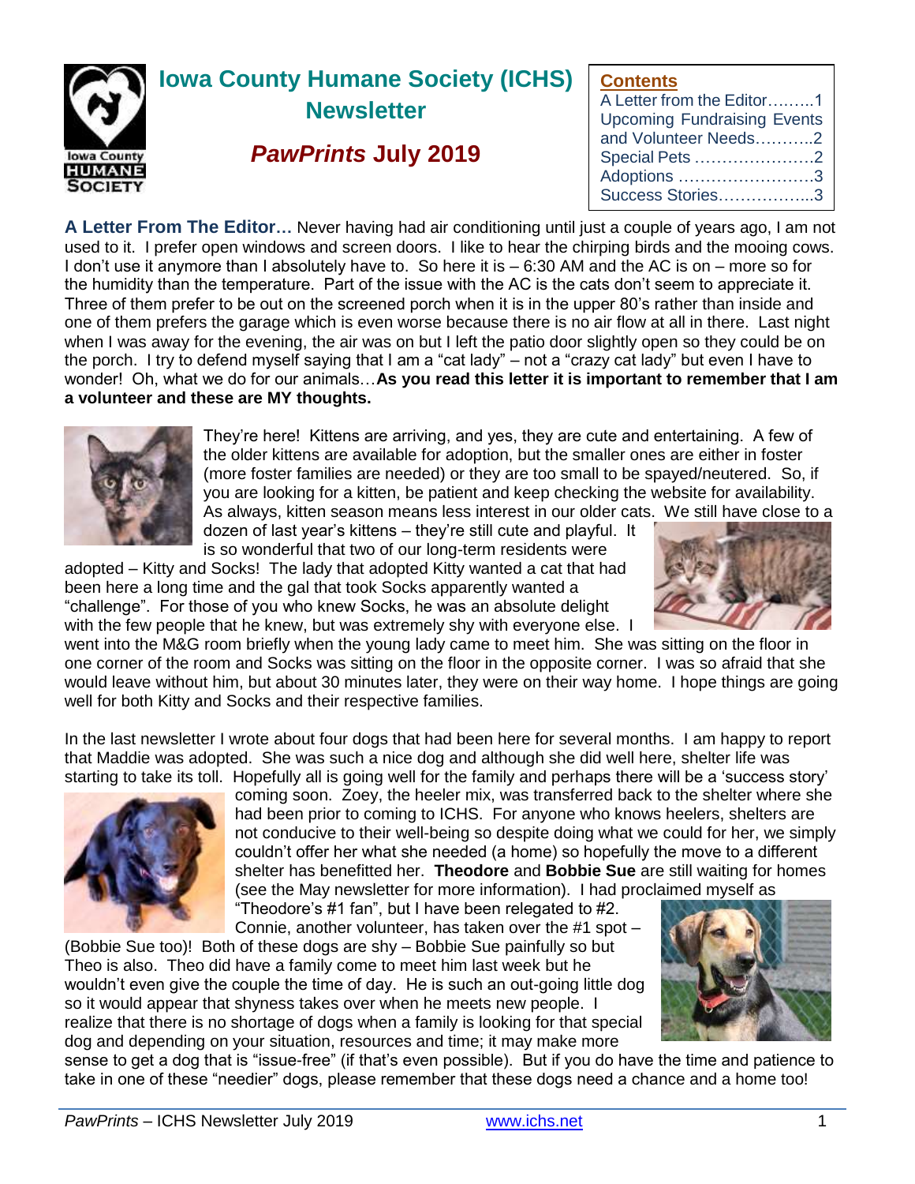# Iowa County Humane Society (ICHS) Newsletter

## *PawPrints* July 2019

**Contents**

- A Letter from the Editor………1
- Upcoming Fundraising Events and Volunteer Needs………..2
- Special Pets …………………..2
- Adoptions …………………….3
- Success Stories……………...3

**A Letter From The Editor…** Never having had air conditioning until just a couple of years ago, I am not used to it. I prefer open windows and screen doors. I like to hear the chirping birds and the mooing cows. I don't use it anymore than I absolutely have to. So here it is – 6:30 AM and the AC is on – more so for the humidity than the temperature. Part of the issue with the AC is the cats don't seem to appreciate it. Three of them prefer to be out on the screened porch when it is in the upper 80's rather than inside and one of them prefers the garage which is even worse because there is no air flow at all in there. Last night when I was away for the evening, the air was on but I left the patio door slightly open so they could be on the porch. I try to defend myself saying that I am a "cat lady" – not a "crazy cat lady" but even I have to wonder! Oh, what we do for our animals…**As you read this letter it is important to remember that I am a volunteer and these are MY thoughts.**

They're here! Kittens are arriving, and yes, they are cute and entertaining. A few of the older kittens are available for adoption, but the smaller ones are either in foster (more foster families are needed) or they are too small to be spayed/neutered. So, if you are looking for a kitten, be patient and keep checking the website for availability. As always, kitten season means less interest in our older cats. We still have close to a dozen of last year's kittens – they're still cute and playful. It is so wonderful that two of our long-term residents were adopted – Kitty and Socks! The lady that adopted Kitty wanted a cat that had been here a long time and the gal that took Socks apparently wanted a "challenge". For those of you who knew Socks, he was an absolute delight with the few people that he knew, but was extremely shy with everyone else. I went into the M&G room briefly when the young lady came to meet him. She was sitting on the floor in one corner of the room and Socks was sitting on the floor in the opposite corner. I was so afraid that she would leave without him, but about 30 minutes later, they were on their way home. I hope things are going well for both Kitty and Socks and their respective families.

In the last newsletter I wrote about four dogs that had been here for several months. I am happy to report that Maddie was adopted. She was such a nice dog and although she did well here, shelter life was starting to take its toll. Hopefully all is going well for the family and perhaps there will be a 'success story' coming soon. Zoey, the heeler mix, was transferred back to the shelter where she had been prior to coming to ICHS. For anyone who knows heelers, shelters are not conducive to their well-being so despite doing what we could for her, we simply couldn't offer her what she needed (a home) so hopefully the move to a different shelter has benefitted her. **Theodore** and **Bobbie Sue** are still waiting for homes (see the May newsletter for more information). I had proclaimed myself as "Theodore's #1 fan", but I have been relegated to #2. Connie, another volunteer, has taken over the #1 spot – (Bobbie Sue too)! Both of these dogs are shy – Bobbie Sue painfully so but Theo is also. Theo did have a family come to meet him last week but he wouldn't even give the couple the time of day. He is such an out-going little dog so it would appear that shyness takes over when he meets new people. I realize that there is no shortage of dogs when a family is looking for that special dog and depending on your situation, resources and time; it may make more sense to get a dog that is "issue-free" (if that's even possible). But if you do have the time and patience to take in one of these "needier" dogs, please remember that these dogs need a chance and a home too!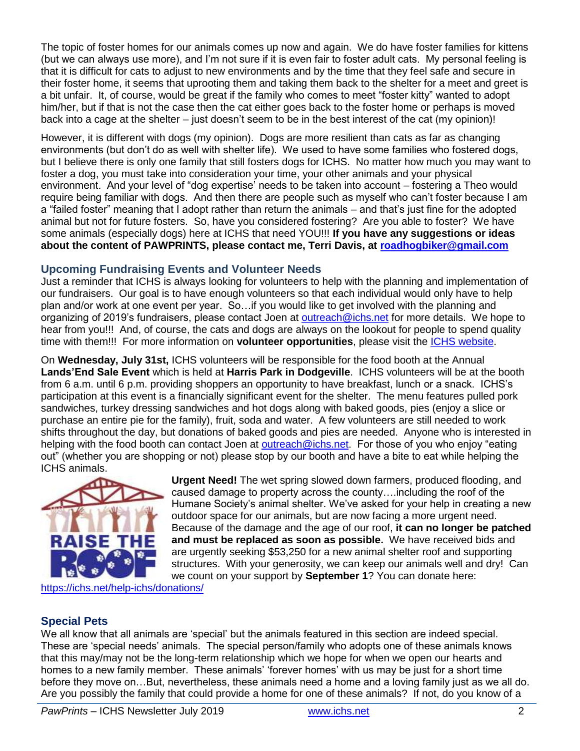The topic of foster homes for our animals comes up now and again. We do have foster families for kittens (but we can always use more), and I'm not sure if it is even fair to foster adult cats. My personal feeling is that it is difficult for cats to adjust to new environments and by the time that they feel safe and secure in their foster home, it seems that uprooting them and taking them back to the shelter for a meet and greet is a bit unfair. It, of course, would be great if the family who comes to meet "foster kitty" wanted to adopt him/her, but if that is not the case then the cat either goes back to the foster home or perhaps is moved back into a cage at the shelter – just doesn't seem to be in the best interest of the cat (my opinion)!

However, it is different with dogs (my opinion). Dogs are more resilient than cats as far as changing environments (but don't do as well with shelter life). We used to have some families who fostered dogs, but I believe there is only one family that still fosters dogs for ICHS. No matter how much you may want to foster a dog, you must take into consideration your time, your other animals and your physical environment. And your level of "dog expertise" needs to be taken into account – fostering a Theo would require being familiar with dogs. And then there are people such as myself who can't foster because I am a "failed foster" meaning that I adopt rather than return the animals – and that's just fine for the adopted animal but not for future fosters. So, have you considered fostering? Are you able to foster? We have some animals (especially dogs) here at ICHS that need YOU!!! **If you have any suggestions or ideas about the content of PAWPRINTS, please contact me, Terri Davis, at roadhogbiker@gmail.com**

### Upcoming Fundraising Events and Volunteer Needs

Just a reminder that ICHS is always looking for volunteers to help with the planning and implementation of our fundraisers. Our goal is to have enough volunteers so that each individual would only have to help plan and/or work at one event per year. So…if you would like to get involved with the planning and organizing of 2019's fundraisers, please contact Joen at outreach@ichs.net for more details. We hope to hear from you!!! And, of course, the cats and dogs are always on the lookout for people to spend quality time with them!!! For more information on **volunteer opportunities**, please visit the ICHS website.

On **Wednesday, July 31st,** ICHS volunteers will be responsible for the food booth at the Annual **Lands'End Sale Event** which is held at **Harris Park in Dodgeville**. ICHS volunteers will be at the booth from 6 a.m. until 6 p.m. providing shoppers an opportunity to have breakfast, lunch or a snack. ICHS's participation at this event is a financially significant event for the shelter. The menu features pulled pork sandwiches, turkey dressing sandwiches and hot dogs along with baked goods, pies (enjoy a slice or purchase an entire pie for the family), fruit, soda and water. A few volunteers are still needed to work shifts throughout the day, but donations of baked goods and pies are needed. Anyone who is interested in helping with the food booth can contact Joen at outreach@ichs.net. For those of you who enjoy "eating out" (whether you are shopping or not) please stop by our booth and have a bite to eat while helping the ICHS animals.

RAISE THE ROOF

**Urgent Need!** The wet spring slowed down farmers, produced flooding, and caused damage to property across the county….including the roof of the Humane Society's animal shelter. We've asked for your help in creating a new outdoor space for our animals, but are now facing a more urgent need. Because of the damage and the age of our roof, **it can no longer be patched and must be replaced as soon as possible.** We have received bids and are urgently seeking $53,250 for a new animal shelter roof and supporting structures. With your generosity, we can keep our animals well and dry! Can we count on your support by **September 1**? You can donate here: https://ichs.net/help-ichs/donations/

### Special Pets

We all know that all animals are 'special' but the animals featured in this section are indeed special. These are 'special needs' animals. The special person/family who adopts one of these animals knows that this may/may not be the long-term relationship which we hope for when we open our hearts and homes to a new family member. These animals' 'forever homes' with us may be just for a short time before they move on…But, nevertheless, these animals need a home and a loving family just as we all do. Are you possibly the family that could provide a home for one of these animals? If not, do you know of a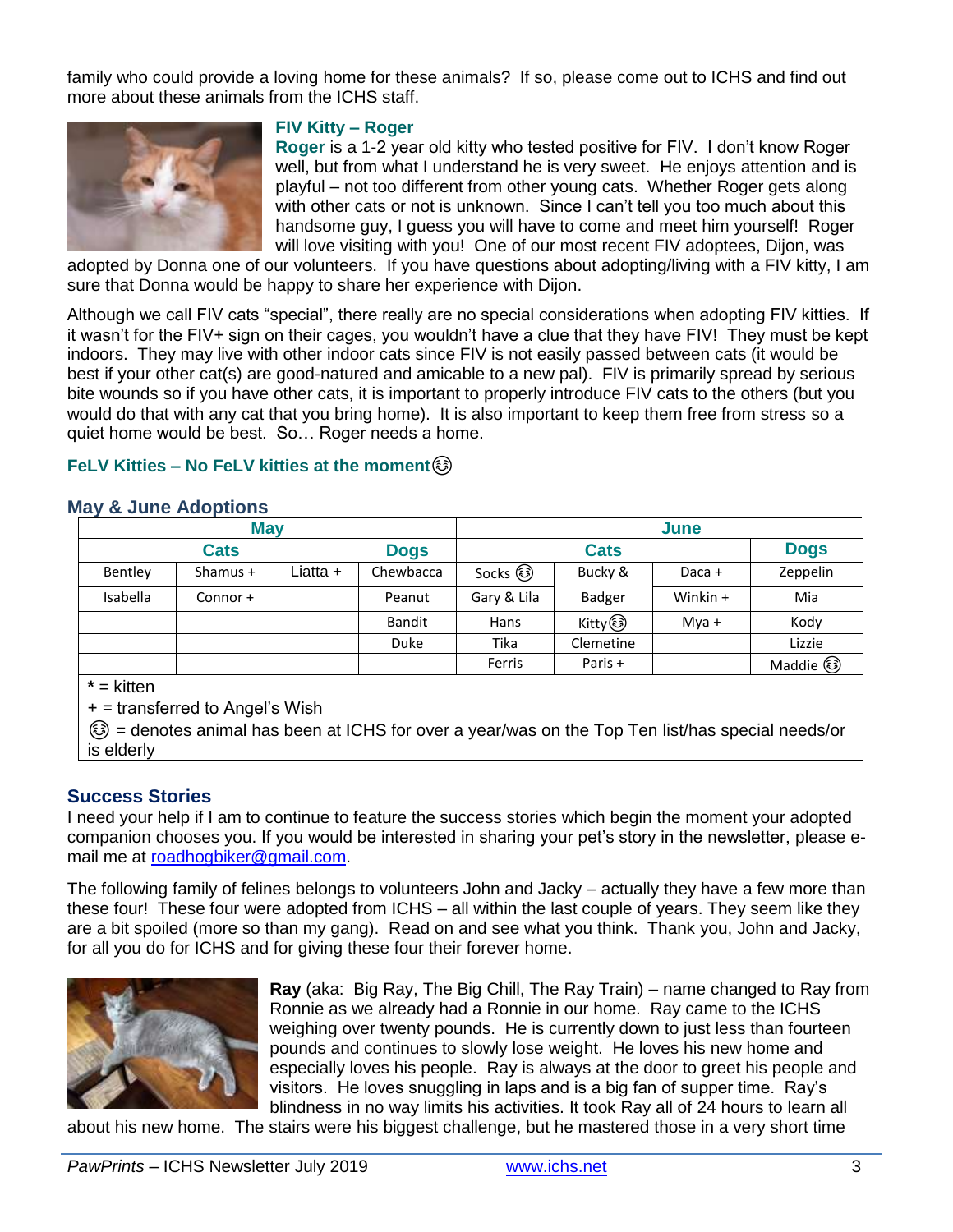family who could provide a loving home for these animals? If so, please come out to ICHS and find out more about these animals from the ICHS staff.

### FIV Kitty – Roger

**Roger** is a 1-2 year old kitty who tested positive for FIV. I don't know Roger well, but from what I understand he is very sweet. He enjoys attention and is playful – not too different from other young cats. Whether Roger gets along with other cats or not is unknown. Since I can't tell you too much about this handsome guy, I guess you will have to come and meet him yourself! Roger will love visiting with you! One of our most recent FIV adoptees, Dijon, was adopted by Donna one of our volunteers. If you have questions about adopting/living with a FIV kitty, I am sure that Donna would be happy to share her experience with Dijon.

Although we call FIV cats "special", there really are no special considerations when adopting FIV kitties. If it wasn't for the FIV+ sign on their cages, you wouldn't have a clue that they have FIV! They must be kept indoors. They may live with other indoor cats since FIV is not easily passed between cats (it would be best if your other cat(s) are good-natured and amicable to a new pal). FIV is primarily spread by serious bite wounds so if you have other cats, it is important to properly introduce FIV cats to the others (but you would do that with any cat that you bring home). It is also important to keep them free from stress so a quiet home would be best. So… Roger needs a home.

### FeLV Kitties – No FeLV kitties at the moment☺

## May & June Adoptions

| May | | | | June | | | |
|---|---|---|---|---|---|---|---|
| Cats | | | Dogs | Cats | | | Dogs |
| Bentley | Shamus + | Liatta + | Chewbacca | Socks ☺ | Bucky & | Daca + | Zeppelin |
| Isabella | Connor + | | Peanut | Gary & Lila | Badger | Winkin + | Mia |
| | | | Bandit | Hans | Kitty☺ | Mya + | Kody |
| | | | Duke | Tika | Clemetine | | Lizzie |
| | | | | Ferris | Paris + | | Maddie ☺ |

**\*** = kitten
+ = transferred to Angel's Wish
☺ = denotes animal has been at ICHS for over a year/was on the Top Ten list/has special needs/or is elderly

## Success Stories

I need your help if I am to continue to feature the success stories which begin the moment your adopted companion chooses you. If you would be interested in sharing your pet's story in the newsletter, please e-mail me at roadhogbiker@gmail.com.

The following family of felines belongs to volunteers John and Jacky – actually they have a few more than these four! These four were adopted from ICHS – all within the last couple of years. They seem like they are a bit spoiled (more so than my gang). Read on and see what you think. Thank you, John and Jacky, for all you do for ICHS and for giving these four their forever home.

**Ray** (aka: Big Ray, The Big Chill, The Ray Train) – name changed to Ray from Ronnie as we already had a Ronnie in our home. Ray came to the ICHS weighing over twenty pounds. He is currently down to just less than fourteen pounds and continues to slowly lose weight. He loves his new home and especially loves his people. Ray is always at the door to greet his people and visitors. He loves snuggling in laps and is a big fan of supper time. Ray's blindness in no way limits his activities. It took Ray all of 24 hours to learn all about his new home. The stairs were his biggest challenge, but he mastered those in a very short time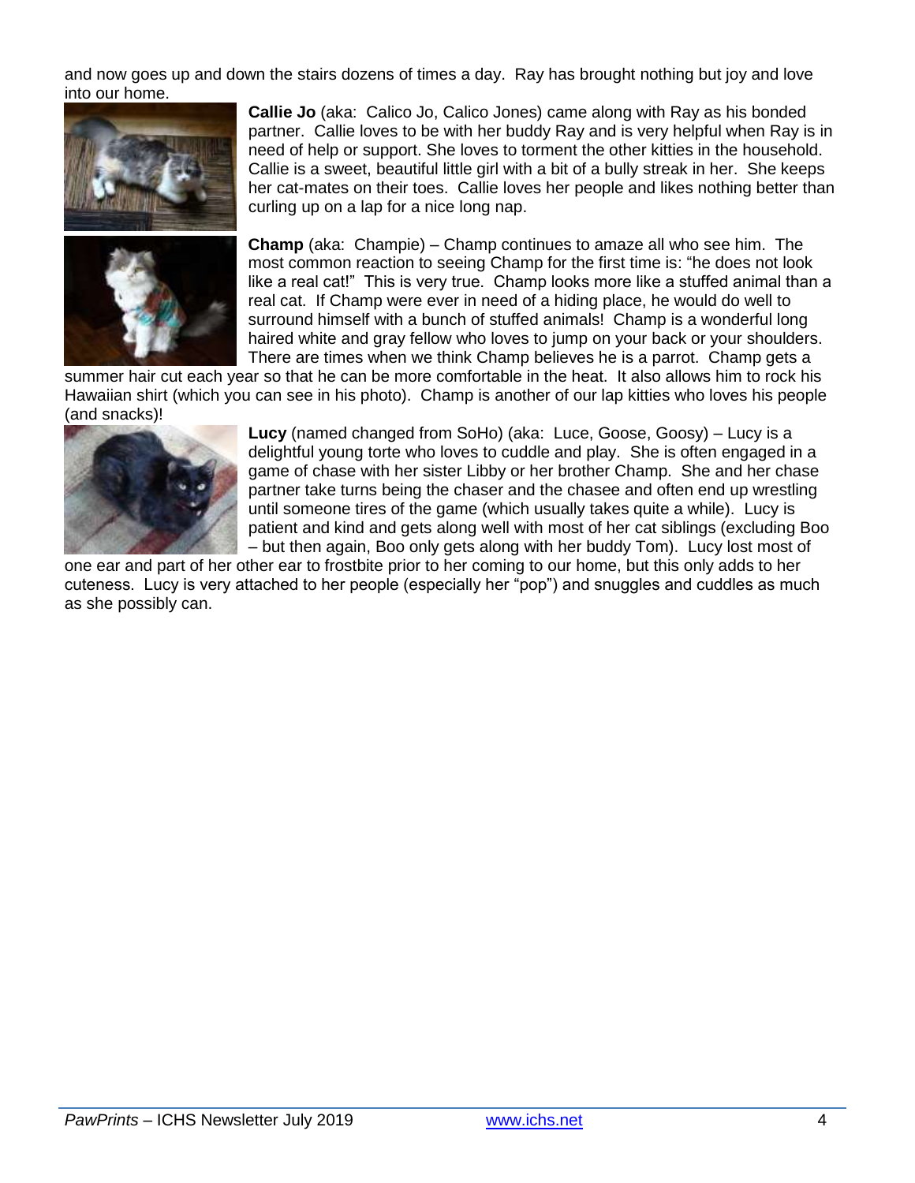and now goes up and down the stairs dozens of times a day. Ray has brought nothing but joy and love into our home.

**Callie Jo** (aka: Calico Jo, Calico Jones) came along with Ray as his bonded partner. Callie loves to be with her buddy Ray and is very helpful when Ray is in need of help or support. She loves to torment the other kitties in the household. Callie is a sweet, beautiful little girl with a bit of a bully streak in her. She keeps her cat-mates on their toes. Callie loves her people and likes nothing better than curling up on a lap for a nice long nap.

**Champ** (aka: Champie) – Champ continues to amaze all who see him. The most common reaction to seeing Champ for the first time is: "he does not look like a real cat!" This is very true. Champ looks more like a stuffed animal than a real cat. If Champ were ever in need of a hiding place, he would do well to surround himself with a bunch of stuffed animals! Champ is a wonderful long haired white and gray fellow who loves to jump on your back or your shoulders. There are times when we think Champ believes he is a parrot. Champ gets a summer hair cut each year so that he can be more comfortable in the heat. It also allows him to rock his Hawaiian shirt (which you can see in his photo). Champ is another of our lap kitties who loves his people (and snacks)!

**Lucy** (named changed from SoHo) (aka: Luce, Goose, Goosy) – Lucy is a delightful young torte who loves to cuddle and play. She is often engaged in a game of chase with her sister Libby or her brother Champ. She and her chase partner take turns being the chaser and the chasee and often end up wrestling until someone tires of the game (which usually takes quite a while). Lucy is patient and kind and gets along well with most of her cat siblings (excluding Boo – but then again, Boo only gets along with her buddy Tom). Lucy lost most of one ear and part of her other ear to frostbite prior to her coming to our home, but this only adds to her cuteness. Lucy is very attached to her people (especially her "pop") and snuggles and cuddles as much as she possibly can.